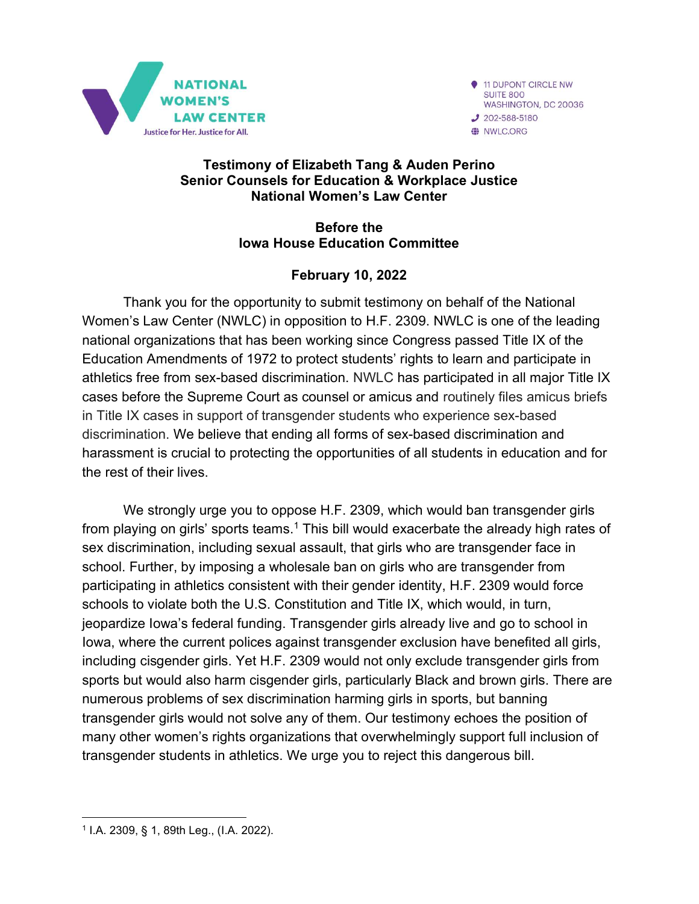NATIONAL WOMEN'S LAW CENTER
Justice for Her. Justice for All.

11 DUPONT CIRCLE NW
SUITE 800
WASHINGTON, DC 20036
202-588-5180
NWLC.ORG

**Testimony of Elizabeth Tang & Auden Perino**
**Senior Counsels for Education & Workplace Justice**
**National Women's Law Center**

**Before the**
**Iowa House Education Committee**

**February 10, 2022**

Thank you for the opportunity to submit testimony on behalf of the National Women's Law Center (NWLC) in opposition to H.F. 2309. NWLC is one of the leading national organizations that has been working since Congress passed Title IX of the Education Amendments of 1972 to protect students' rights to learn and participate in athletics free from sex-based discrimination. NWLC has participated in all major Title IX cases before the Supreme Court as counsel or amicus and routinely files amicus briefs in Title IX cases in support of transgender students who experience sex-based discrimination. We believe that ending all forms of sex-based discrimination and harassment is crucial to protecting the opportunities of all students in education and for the rest of their lives.

We strongly urge you to oppose H.F. 2309, which would ban transgender girls from playing on girls' sports teams.[1] This bill would exacerbate the already high rates of sex discrimination, including sexual assault, that girls who are transgender face in school. Further, by imposing a wholesale ban on girls who are transgender from participating in athletics consistent with their gender identity, H.F. 2309 would force schools to violate both the U.S. Constitution and Title IX, which would, in turn, jeopardize Iowa's federal funding. Transgender girls already live and go to school in Iowa, where the current polices against transgender exclusion have benefited all girls, including cisgender girls. Yet H.F. 2309 would not only exclude transgender girls from sports but would also harm cisgender girls, particularly Black and brown girls. There are numerous problems of sex discrimination harming girls in sports, but banning transgender girls would not solve any of them. Our testimony echoes the position of many other women's rights organizations that overwhelmingly support full inclusion of transgender students in athletics. We urge you to reject this dangerous bill.

---

[1] I.A. 2309, § 1, 89th Leg., (I.A. 2022).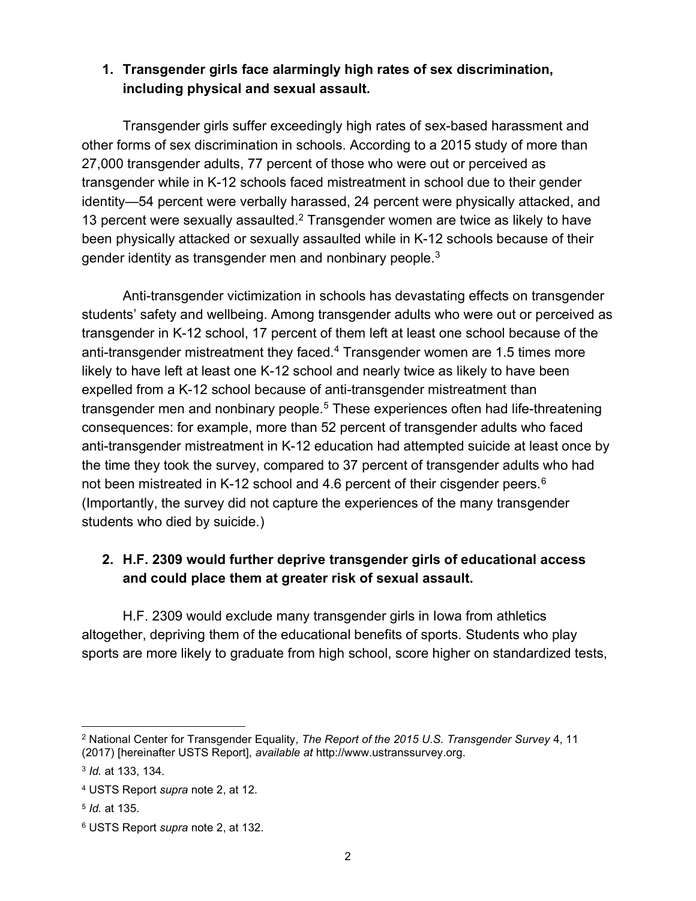**1. Transgender girls face alarmingly high rates of sex discrimination, including physical and sexual assault.**

Transgender girls suffer exceedingly high rates of sex-based harassment and other forms of sex discrimination in schools. According to a 2015 study of more than 27,000 transgender adults, 77 percent of those who were out or perceived as transgender while in K-12 schools faced mistreatment in school due to their gender identity—54 percent were verbally harassed, 24 percent were physically attacked, and 13 percent were sexually assaulted.[2] Transgender women are twice as likely to have been physically attacked or sexually assaulted while in K-12 schools because of their gender identity as transgender men and nonbinary people.[3]

Anti-transgender victimization in schools has devastating effects on transgender students' safety and wellbeing. Among transgender adults who were out or perceived as transgender in K-12 school, 17 percent of them left at least one school because of the anti-transgender mistreatment they faced.[4] Transgender women are 1.5 times more likely to have left at least one K-12 school and nearly twice as likely to have been expelled from a K-12 school because of anti-transgender mistreatment than transgender men and nonbinary people.[5] These experiences often had life-threatening consequences: for example, more than 52 percent of transgender adults who faced anti-transgender mistreatment in K-12 education had attempted suicide at least once by the time they took the survey, compared to 37 percent of transgender adults who had not been mistreated in K-12 school and 4.6 percent of their cisgender peers.[6] (Importantly, the survey did not capture the experiences of the many transgender students who died by suicide.)

**2. H.F. 2309 would further deprive transgender girls of educational access and could place them at greater risk of sexual assault.**

H.F. 2309 would exclude many transgender girls in Iowa from athletics altogether, depriving them of the educational benefits of sports. Students who play sports are more likely to graduate from high school, score higher on standardized tests,

---

[2] National Center for Transgender Equality, *The Report of the 2015 U.S. Transgender Survey* 4, 11 (2017) [hereinafter USTS Report], *available at* http://www.ustranssurvey.org.

[3] *Id.* at 133, 134.

[4] USTS Report *supra* note 2, at 12.

[5] *Id.* at 135.

[6] USTS Report *supra* note 2, at 132.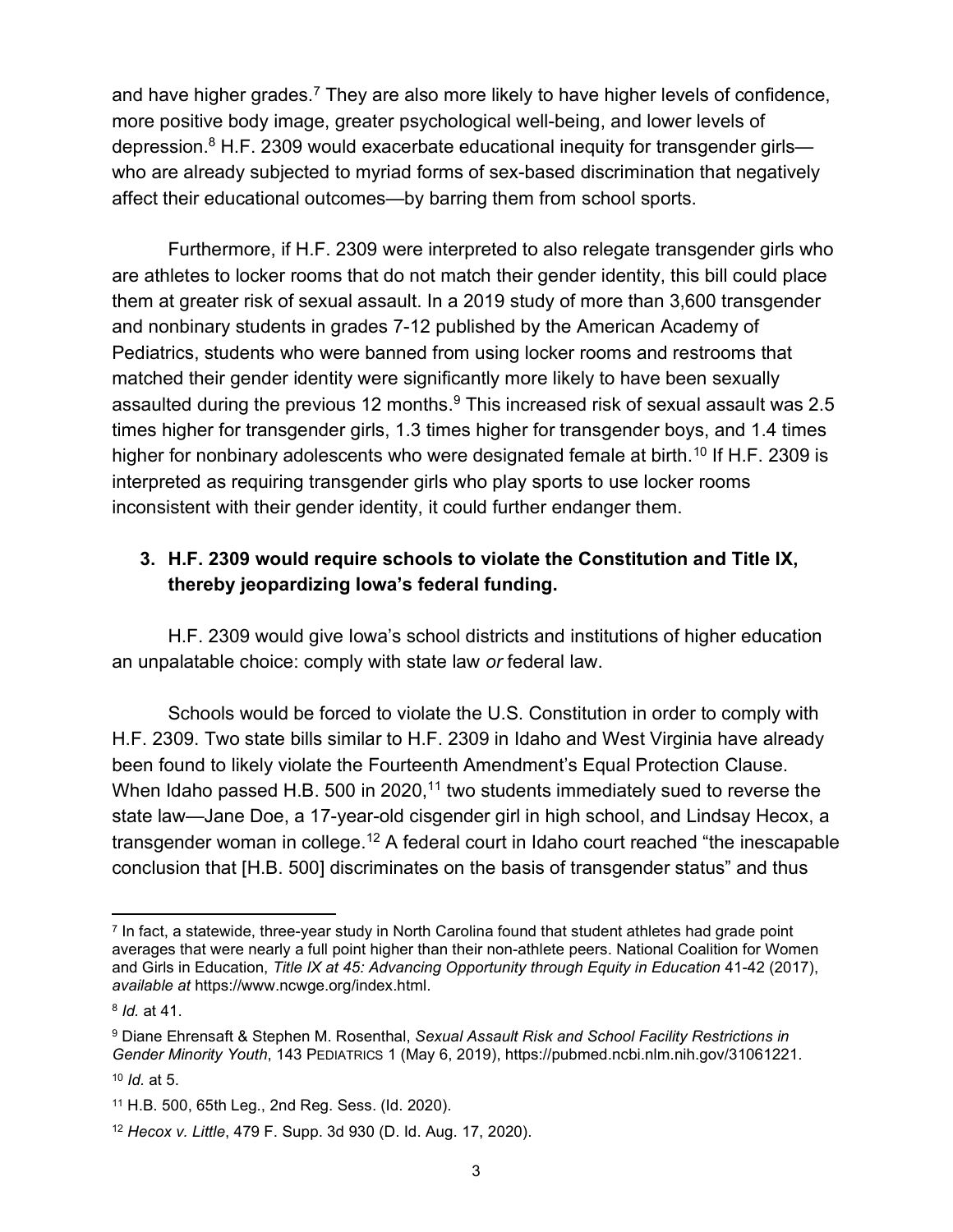and have higher grades.[7] They are also more likely to have higher levels of confidence, more positive body image, greater psychological well-being, and lower levels of depression.[8] H.F. 2309 would exacerbate educational inequity for transgender girls—who are already subjected to myriad forms of sex-based discrimination that negatively affect their educational outcomes—by barring them from school sports.

Furthermore, if H.F. 2309 were interpreted to also relegate transgender girls who are athletes to locker rooms that do not match their gender identity, this bill could place them at greater risk of sexual assault. In a 2019 study of more than 3,600 transgender and nonbinary students in grades 7-12 published by the American Academy of Pediatrics, students who were banned from using locker rooms and restrooms that matched their gender identity were significantly more likely to have been sexually assaulted during the previous 12 months.[9] This increased risk of sexual assault was 2.5 times higher for transgender girls, 1.3 times higher for transgender boys, and 1.4 times higher for nonbinary adolescents who were designated female at birth.[10] If H.F. 2309 is interpreted as requiring transgender girls who play sports to use locker rooms inconsistent with their gender identity, it could further endanger them.

### 3. H.F. 2309 would require schools to violate the Constitution and Title IX, thereby jeopardizing Iowa's federal funding.

H.F. 2309 would give Iowa's school districts and institutions of higher education an unpalatable choice: comply with state law *or* federal law.

Schools would be forced to violate the U.S. Constitution in order to comply with H.F. 2309. Two state bills similar to H.F. 2309 in Idaho and West Virginia have already been found to likely violate the Fourteenth Amendment's Equal Protection Clause. When Idaho passed H.B. 500 in 2020,[11] two students immediately sued to reverse the state law—Jane Doe, a 17-year-old cisgender girl in high school, and Lindsay Hecox, a transgender woman in college.[12] A federal court in Idaho court reached "the inescapable conclusion that [H.B. 500] discriminates on the basis of transgender status" and thus

---

[7] In fact, a statewide, three-year study in North Carolina found that student athletes had grade point averages that were nearly a full point higher than their non-athlete peers. National Coalition for Women and Girls in Education, *Title IX at 45: Advancing Opportunity through Equity in Education* 41-42 (2017), *available at* https://www.ncwge.org/index.html.

[8] *Id.* at 41.

[9] Diane Ehrensaft & Stephen M. Rosenthal, *Sexual Assault Risk and School Facility Restrictions in Gender Minority Youth*, 143 PEDIATRICS 1 (May 6, 2019), https://pubmed.ncbi.nlm.nih.gov/31061221.

[10] *Id.* at 5.

[11] H.B. 500, 65th Leg., 2nd Reg. Sess. (Id. 2020).

[12] *Hecox v. Little*, 479 F. Supp. 3d 930 (D. Id. Aug. 17, 2020).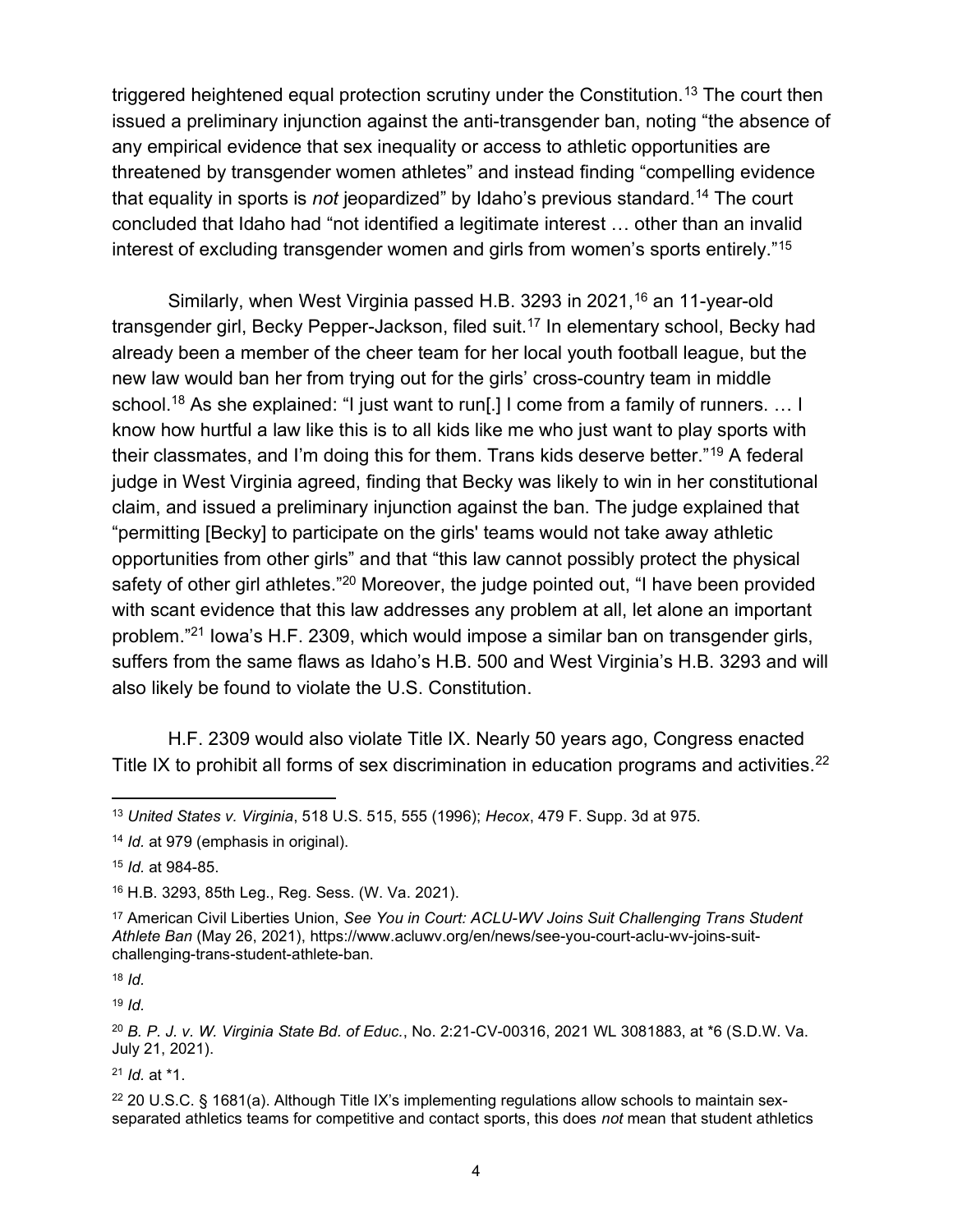triggered heightened equal protection scrutiny under the Constitution.[13] The court then issued a preliminary injunction against the anti-transgender ban, noting "the absence of any empirical evidence that sex inequality or access to athletic opportunities are threatened by transgender women athletes" and instead finding "compelling evidence that equality in sports is *not* jeopardized" by Idaho's previous standard.[14] The court concluded that Idaho had "not identified a legitimate interest … other than an invalid interest of excluding transgender women and girls from women's sports entirely."[15]

Similarly, when West Virginia passed H.B. 3293 in 2021,[16] an 11-year-old transgender girl, Becky Pepper-Jackson, filed suit.[17] In elementary school, Becky had already been a member of the cheer team for her local youth football league, but the new law would ban her from trying out for the girls' cross-country team in middle school.[18] As she explained: "I just want to run[.] I come from a family of runners. … I know how hurtful a law like this is to all kids like me who just want to play sports with their classmates, and I'm doing this for them. Trans kids deserve better."[19] A federal judge in West Virginia agreed, finding that Becky was likely to win in her constitutional claim, and issued a preliminary injunction against the ban. The judge explained that "permitting [Becky] to participate on the girls' teams would not take away athletic opportunities from other girls" and that "this law cannot possibly protect the physical safety of other girl athletes."[20] Moreover, the judge pointed out, "I have been provided with scant evidence that this law addresses any problem at all, let alone an important problem."[21] Iowa's H.F. 2309, which would impose a similar ban on transgender girls, suffers from the same flaws as Idaho's H.B. 500 and West Virginia's H.B. 3293 and will also likely be found to violate the U.S. Constitution.

H.F. 2309 would also violate Title IX. Nearly 50 years ago, Congress enacted Title IX to prohibit all forms of sex discrimination in education programs and activities.[22]

---

[13] *United States v. Virginia*, 518 U.S. 515, 555 (1996); *Hecox*, 479 F. Supp. 3d at 975.

[14] *Id.* at 979 (emphasis in original).

[15] *Id.* at 984-85.

[16] H.B. 3293, 85th Leg., Reg. Sess. (W. Va. 2021).

[17] American Civil Liberties Union, *See You in Court: ACLU-WV Joins Suit Challenging Trans Student Athlete Ban* (May 26, 2021), https://www.acluwv.org/en/news/see-you-court-aclu-wv-joins-suit-challenging-trans-student-athlete-ban.

[18] *Id.*

[19] *Id.*

[20] *B. P. J. v. W. Virginia State Bd. of Educ.*, No. 2:21-CV-00316, 2021 WL 3081883, at *6 (S.D.W. Va. July 21, 2021).

[21] *Id.* at *1.

[22] 20 U.S.C. § 1681(a). Although Title IX's implementing regulations allow schools to maintain sex-separated athletics teams for competitive and contact sports, this does *not* mean that student athletics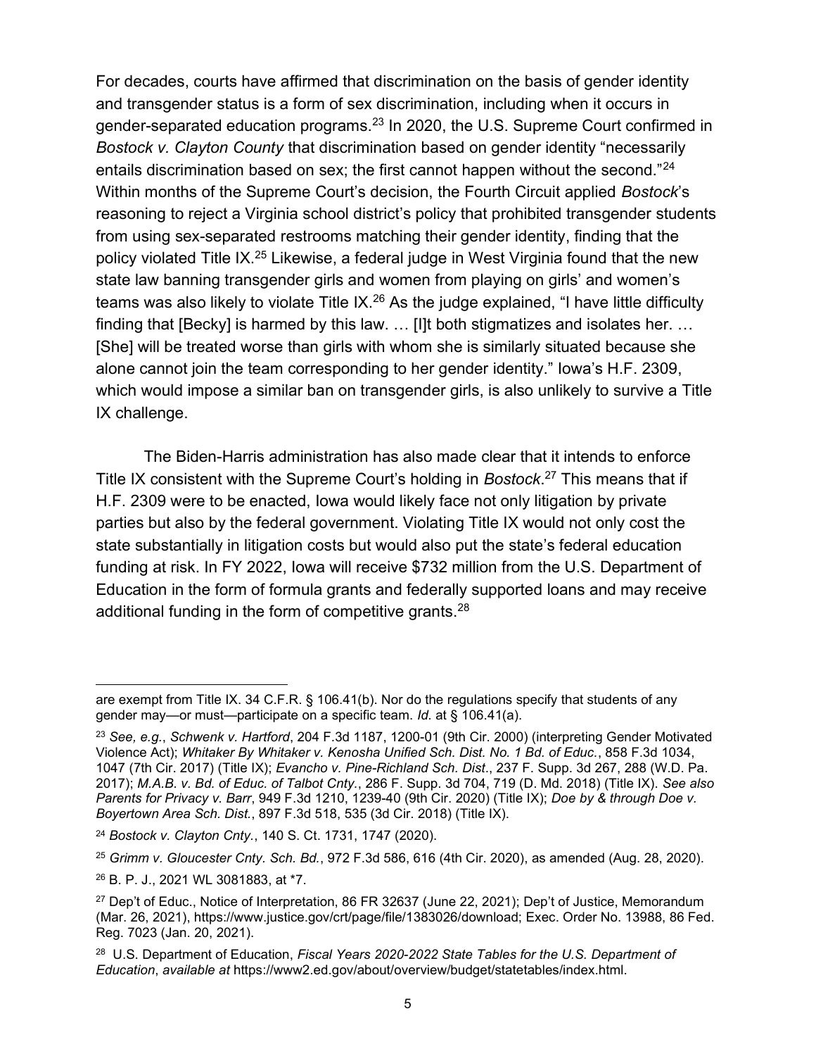For decades, courts have affirmed that discrimination on the basis of gender identity and transgender status is a form of sex discrimination, including when it occurs in gender-separated education programs.[23] In 2020, the U.S. Supreme Court confirmed in *Bostock v. Clayton County* that discrimination based on gender identity "necessarily entails discrimination based on sex; the first cannot happen without the second."[24] Within months of the Supreme Court's decision, the Fourth Circuit applied *Bostock*'s reasoning to reject a Virginia school district's policy that prohibited transgender students from using sex-separated restrooms matching their gender identity, finding that the policy violated Title IX.[25] Likewise, a federal judge in West Virginia found that the new state law banning transgender girls and women from playing on girls' and women's teams was also likely to violate Title IX.[26] As the judge explained, "I have little difficulty finding that [Becky] is harmed by this law. … [I]t both stigmatizes and isolates her. … [She] will be treated worse than girls with whom she is similarly situated because she alone cannot join the team corresponding to her gender identity." Iowa's H.F. 2309, which would impose a similar ban on transgender girls, is also unlikely to survive a Title IX challenge.

The Biden-Harris administration has also made clear that it intends to enforce Title IX consistent with the Supreme Court's holding in *Bostock*.[27] This means that if H.F. 2309 were to be enacted, Iowa would likely face not only litigation by private parties but also by the federal government. Violating Title IX would not only cost the state substantially in litigation costs but would also put the state's federal education funding at risk. In FY 2022, Iowa will receive $732 million from the U.S. Department of Education in the form of formula grants and federally supported loans and may receive additional funding in the form of competitive grants.[28]

---

are exempt from Title IX. 34 C.F.R. § 106.41(b). Nor do the regulations specify that students of any gender may—or must—participate on a specific team. *Id.* at § 106.41(a).

[23] *See, e.g.*, *Schwenk v. Hartford*, 204 F.3d 1187, 1200-01 (9th Cir. 2000) (interpreting Gender Motivated Violence Act); *Whitaker By Whitaker v. Kenosha Unified Sch. Dist. No. 1 Bd. of Educ.*, 858 F.3d 1034, 1047 (7th Cir. 2017) (Title IX); *Evancho v. Pine-Richland Sch. Dist*., 237 F. Supp. 3d 267, 288 (W.D. Pa. 2017); *M.A.B. v. Bd. of Educ. of Talbot Cnty.*, 286 F. Supp. 3d 704, 719 (D. Md. 2018) (Title IX). *See also Parents for Privacy v. Barr*, 949 F.3d 1210, 1239-40 (9th Cir. 2020) (Title IX); *Doe by & through Doe v. Boyertown Area Sch. Dist.*, 897 F.3d 518, 535 (3d Cir. 2018) (Title IX).

[24] *Bostock v. Clayton Cnty.*, 140 S. Ct. 1731, 1747 (2020).

[25] *Grimm v. Gloucester Cnty. Sch. Bd.*, 972 F.3d 586, 616 (4th Cir. 2020), as amended (Aug. 28, 2020).

[26] B. P. J., 2021 WL 3081883, at *7.

[27] Dep't of Educ., Notice of Interpretation, 86 FR 32637 (June 22, 2021); Dep't of Justice, Memorandum (Mar. 26, 2021), https://www.justice.gov/crt/page/file/1383026/download; Exec. Order No. 13988, 86 Fed. Reg. 7023 (Jan. 20, 2021).

[28] U.S. Department of Education, *Fiscal Years 2020-2022 State Tables for the U.S. Department of Education*, *available at* https://www2.ed.gov/about/overview/budget/statetables/index.html.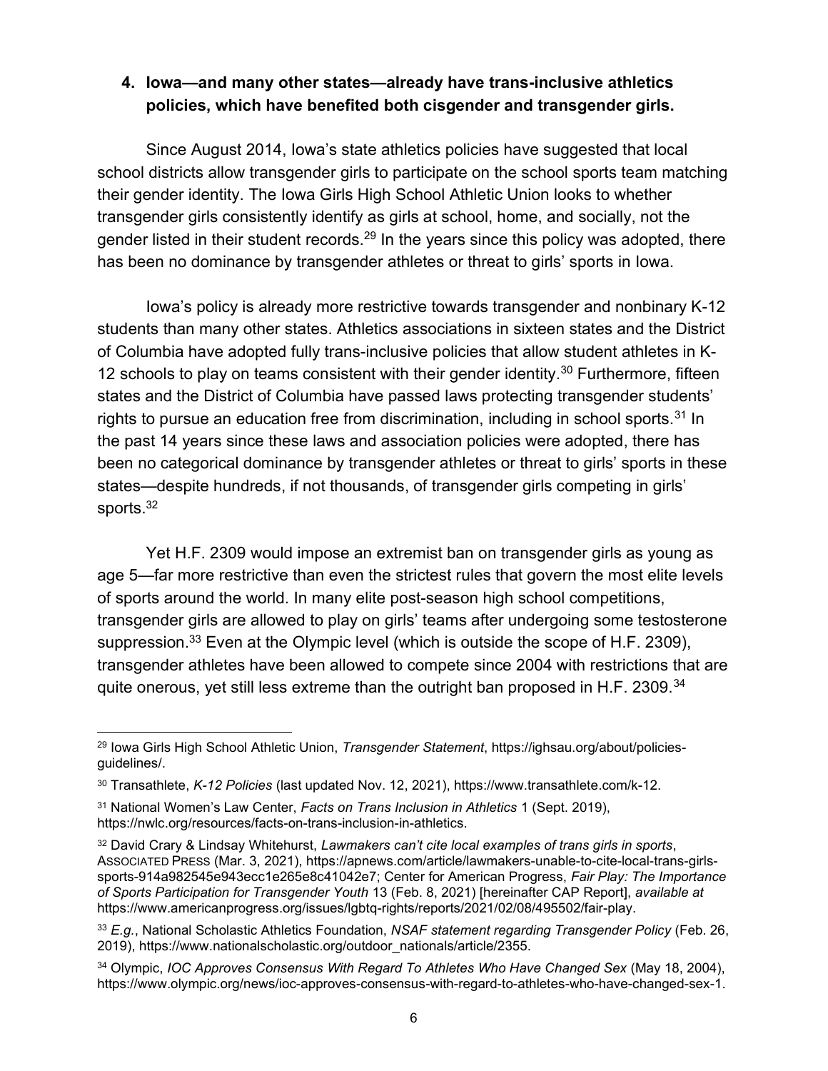### 4. Iowa—and many other states—already have trans-inclusive athletics policies, which have benefited both cisgender and transgender girls.

Since August 2014, Iowa's state athletics policies have suggested that local school districts allow transgender girls to participate on the school sports team matching their gender identity. The Iowa Girls High School Athletic Union looks to whether transgender girls consistently identify as girls at school, home, and socially, not the gender listed in their student records.[29] In the years since this policy was adopted, there has been no dominance by transgender athletes or threat to girls' sports in Iowa.

Iowa's policy is already more restrictive towards transgender and nonbinary K-12 students than many other states. Athletics associations in sixteen states and the District of Columbia have adopted fully trans-inclusive policies that allow student athletes in K-12 schools to play on teams consistent with their gender identity.[30] Furthermore, fifteen states and the District of Columbia have passed laws protecting transgender students' rights to pursue an education free from discrimination, including in school sports.[31] In the past 14 years since these laws and association policies were adopted, there has been no categorical dominance by transgender athletes or threat to girls' sports in these states—despite hundreds, if not thousands, of transgender girls competing in girls' sports.[32]

Yet H.F. 2309 would impose an extremist ban on transgender girls as young as age 5—far more restrictive than even the strictest rules that govern the most elite levels of sports around the world. In many elite post-season high school competitions, transgender girls are allowed to play on girls' teams after undergoing some testosterone suppression.[33] Even at the Olympic level (which is outside the scope of H.F. 2309), transgender athletes have been allowed to compete since 2004 with restrictions that are quite onerous, yet still less extreme than the outright ban proposed in H.F. 2309.[34]

---

[29] Iowa Girls High School Athletic Union, *Transgender Statement*, https://ighsau.org/about/policies-guidelines/.

[30] Transathlete, *K-12 Policies* (last updated Nov. 12, 2021), https://www.transathlete.com/k-12.

[31] National Women's Law Center, *Facts on Trans Inclusion in Athletics* 1 (Sept. 2019), https://nwlc.org/resources/facts-on-trans-inclusion-in-athletics.

[32] David Crary & Lindsay Whitehurst, *Lawmakers can't cite local examples of trans girls in sports*, Associated Press (Mar. 3, 2021), https://apnews.com/article/lawmakers-unable-to-cite-local-trans-girls-sports-914a982545e943ecc1e265e8c41042e7; Center for American Progress, *Fair Play: The Importance of Sports Participation for Transgender Youth* 13 (Feb. 8, 2021) [hereinafter CAP Report], *available at* https://www.americanprogress.org/issues/lgbtq-rights/reports/2021/02/08/495502/fair-play.

[33] *E.g.*, National Scholastic Athletics Foundation, *NSAF statement regarding Transgender Policy* (Feb. 26, 2019), https://www.nationalscholastic.org/outdoor_nationals/article/2355.

[34] Olympic, *IOC Approves Consensus With Regard To Athletes Who Have Changed Sex* (May 18, 2004), https://www.olympic.org/news/ioc-approves-consensus-with-regard-to-athletes-who-have-changed-sex-1.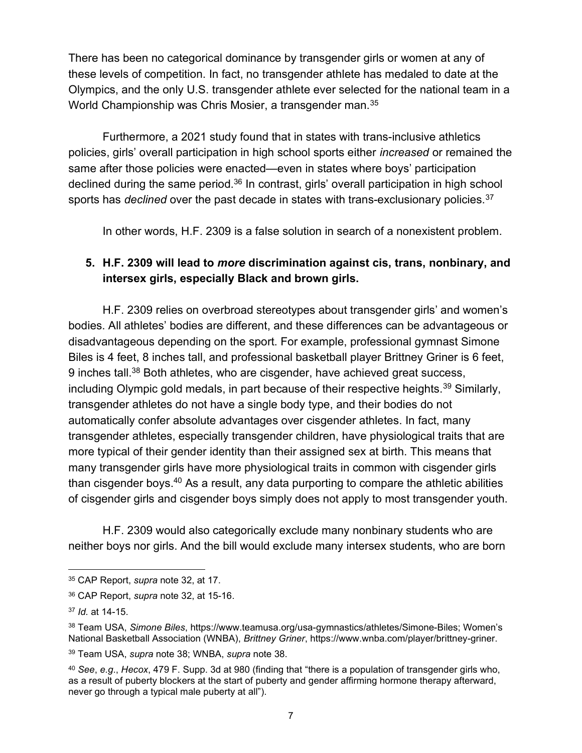There has been no categorical dominance by transgender girls or women at any of these levels of competition. In fact, no transgender athlete has medaled to date at the Olympics, and the only U.S. transgender athlete ever selected for the national team in a World Championship was Chris Mosier, a transgender man.[35]

Furthermore, a 2021 study found that in states with trans-inclusive athletics policies, girls' overall participation in high school sports either *increased* or remained the same after those policies were enacted—even in states where boys' participation declined during the same period.[36] In contrast, girls' overall participation in high school sports has *declined* over the past decade in states with trans-exclusionary policies.[37]

In other words, H.F. 2309 is a false solution in search of a nonexistent problem.

**5. H.F. 2309 will lead to *more* discrimination against cis, trans, nonbinary, and intersex girls, especially Black and brown girls.**

H.F. 2309 relies on overbroad stereotypes about transgender girls' and women's bodies. All athletes' bodies are different, and these differences can be advantageous or disadvantageous depending on the sport. For example, professional gymnast Simone Biles is 4 feet, 8 inches tall, and professional basketball player Brittney Griner is 6 feet, 9 inches tall.[38] Both athletes, who are cisgender, have achieved great success, including Olympic gold medals, in part because of their respective heights.[39] Similarly, transgender athletes do not have a single body type, and their bodies do not automatically confer absolute advantages over cisgender athletes. In fact, many transgender athletes, especially transgender children, have physiological traits that are more typical of their gender identity than their assigned sex at birth. This means that many transgender girls have more physiological traits in common with cisgender girls than cisgender boys.[40] As a result, any data purporting to compare the athletic abilities of cisgender girls and cisgender boys simply does not apply to most transgender youth.

H.F. 2309 would also categorically exclude many nonbinary students who are neither boys nor girls. And the bill would exclude many intersex students, who are born

---

[35] CAP Report, *supra* note 32, at 17.

[36] CAP Report, *supra* note 32, at 15-16.

[37] *Id.* at 14-15.

[38] Team USA, *Simone Biles*, https://www.teamusa.org/usa-gymnastics/athletes/Simone-Biles; Women's National Basketball Association (WNBA), *Brittney Griner*, https://www.wnba.com/player/brittney-griner.

[39] Team USA, *supra* note 38; WNBA, *supra* note 38.

[40] *See*, *e.g*., *Hecox*, 479 F. Supp. 3d at 980 (finding that "there is a population of transgender girls who, as a result of puberty blockers at the start of puberty and gender affirming hormone therapy afterward, never go through a typical male puberty at all").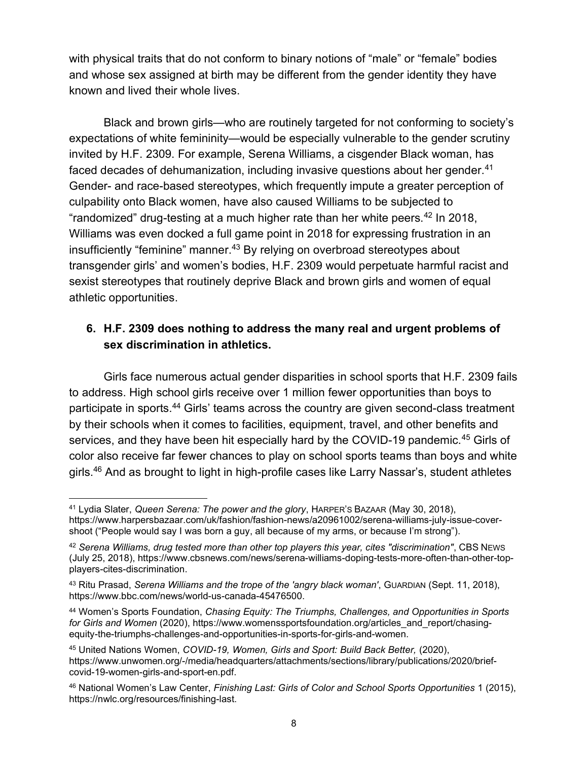with physical traits that do not conform to binary notions of "male" or "female" bodies and whose sex assigned at birth may be different from the gender identity they have known and lived their whole lives.

Black and brown girls—who are routinely targeted for not conforming to society's expectations of white femininity—would be especially vulnerable to the gender scrutiny invited by H.F. 2309. For example, Serena Williams, a cisgender Black woman, has faced decades of dehumanization, including invasive questions about her gender.[41] Gender- and race-based stereotypes, which frequently impute a greater perception of culpability onto Black women, have also caused Williams to be subjected to "randomized" drug-testing at a much higher rate than her white peers.[42] In 2018, Williams was even docked a full game point in 2018 for expressing frustration in an insufficiently "feminine" manner.[43] By relying on overbroad stereotypes about transgender girls' and women's bodies, H.F. 2309 would perpetuate harmful racist and sexist stereotypes that routinely deprive Black and brown girls and women of equal athletic opportunities.

### 6. H.F. 2309 does nothing to address the many real and urgent problems of sex discrimination in athletics.

Girls face numerous actual gender disparities in school sports that H.F. 2309 fails to address. High school girls receive over 1 million fewer opportunities than boys to participate in sports.[44] Girls' teams across the country are given second-class treatment by their schools when it comes to facilities, equipment, travel, and other benefits and services, and they have been hit especially hard by the COVID-19 pandemic.[45] Girls of color also receive far fewer chances to play on school sports teams than boys and white girls.[46] And as brought to light in high-profile cases like Larry Nassar's, student athletes

---

[41] Lydia Slater, *Queen Serena: The power and the glory*, HARPER'S BAZAAR (May 30, 2018), https://www.harpersbazaar.com/uk/fashion/fashion-news/a20961002/serena-williams-july-issue-cover-shoot ("People would say I was born a guy, all because of my arms, or because I'm strong").

[42] *Serena Williams, drug tested more than other top players this year, cites "discrimination"*, CBS NEWS (July 25, 2018), https://www.cbsnews.com/news/serena-williams-doping-tests-more-often-than-other-top-players-cites-discrimination.

[43] Ritu Prasad, *Serena Williams and the trope of the 'angry black woman'*, GUARDIAN (Sept. 11, 2018), https://www.bbc.com/news/world-us-canada-45476500.

[44] Women's Sports Foundation, *Chasing Equity: The Triumphs, Challenges, and Opportunities in Sports for Girls and Women* (2020), https://www.womenssportsfoundation.org/articles_and_report/chasing-equity-the-triumphs-challenges-and-opportunities-in-sports-for-girls-and-women.

[45] United Nations Women, *COVID-19, Women, Girls and Sport: Build Back Better,* (2020), https://www.unwomen.org/-/media/headquarters/attachments/sections/library/publications/2020/brief-covid-19-women-girls-and-sport-en.pdf.

[46] National Women's Law Center, *Finishing Last: Girls of Color and School Sports Opportunities* 1 (2015), https://nwlc.org/resources/finishing-last.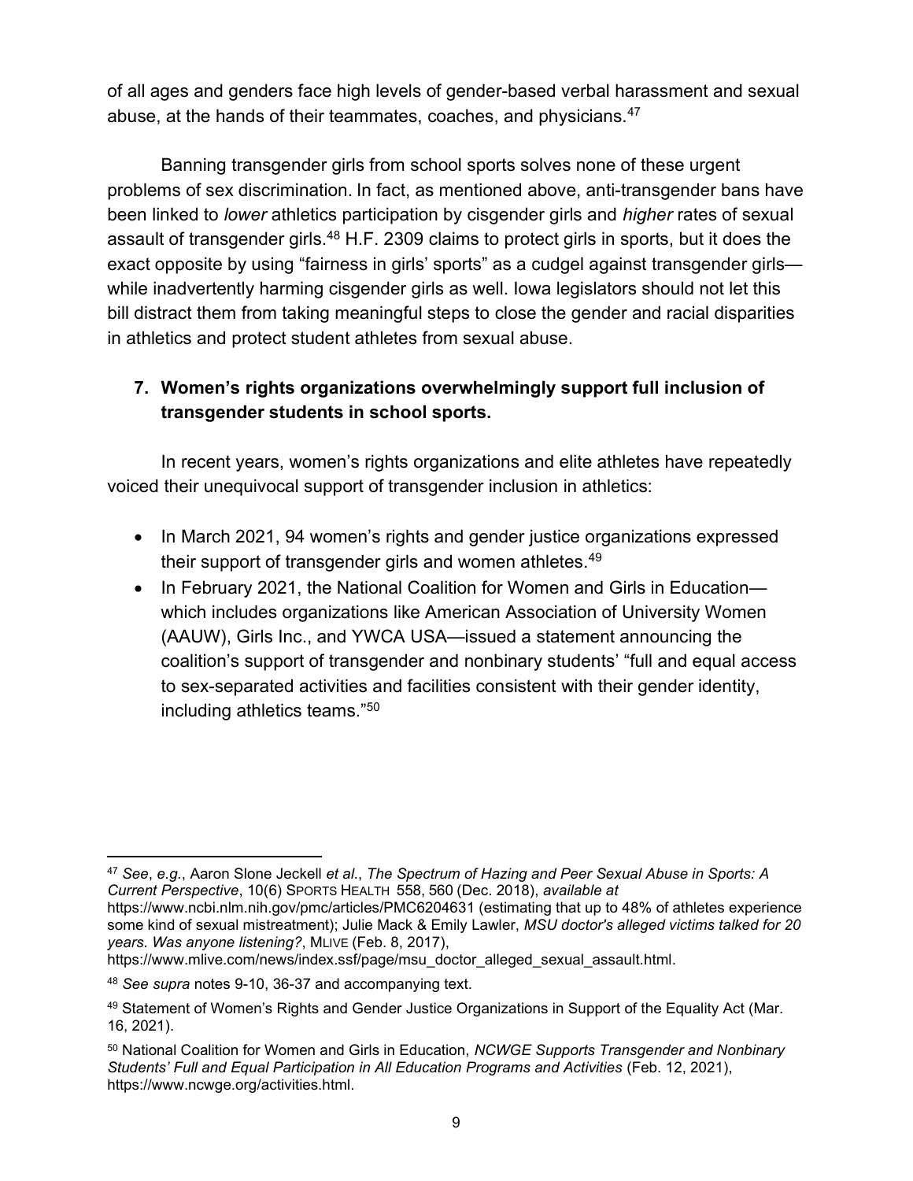of all ages and genders face high levels of gender-based verbal harassment and sexual abuse, at the hands of their teammates, coaches, and physicians.[47]

Banning transgender girls from school sports solves none of these urgent problems of sex discrimination. In fact, as mentioned above, anti-transgender bans have been linked to *lower* athletics participation by cisgender girls and *higher* rates of sexual assault of transgender girls.[48] H.F. 2309 claims to protect girls in sports, but it does the exact opposite by using "fairness in girls' sports" as a cudgel against transgender girls—while inadvertently harming cisgender girls as well. Iowa legislators should not let this bill distract them from taking meaningful steps to close the gender and racial disparities in athletics and protect student athletes from sexual abuse.

### 7. Women's rights organizations overwhelmingly support full inclusion of transgender students in school sports.

In recent years, women's rights organizations and elite athletes have repeatedly voiced their unequivocal support of transgender inclusion in athletics:

- In March 2021, 94 women's rights and gender justice organizations expressed their support of transgender girls and women athletes.[49]
- In February 2021, the National Coalition for Women and Girls in Education—which includes organizations like American Association of University Women (AAUW), Girls Inc., and YWCA USA—issued a statement announcing the coalition's support of transgender and nonbinary students' "full and equal access to sex-separated activities and facilities consistent with their gender identity, including athletics teams."[50]

---

[47] *See*, *e.g.*, Aaron Slone Jeckell *et al*., *The Spectrum of Hazing and Peer Sexual Abuse in Sports: A Current Perspective*, 10(6) SPORTS HEALTH 558, 560 (Dec. 2018), *available at* https://www.ncbi.nlm.nih.gov/pmc/articles/PMC6204631 (estimating that up to 48% of athletes experience some kind of sexual mistreatment); Julie Mack & Emily Lawler, *MSU doctor's alleged victims talked for 20 years. Was anyone listening?*, MLIVE (Feb. 8, 2017), https://www.mlive.com/news/index.ssf/page/msu_doctor_alleged_sexual_assault.html.

[48] *See supra* notes 9-10, 36-37 and accompanying text.

[49] Statement of Women's Rights and Gender Justice Organizations in Support of the Equality Act (Mar. 16, 2021).

[50] National Coalition for Women and Girls in Education, *NCWGE Supports Transgender and Nonbinary Students' Full and Equal Participation in All Education Programs and Activities* (Feb. 12, 2021), https://www.ncwge.org/activities.html.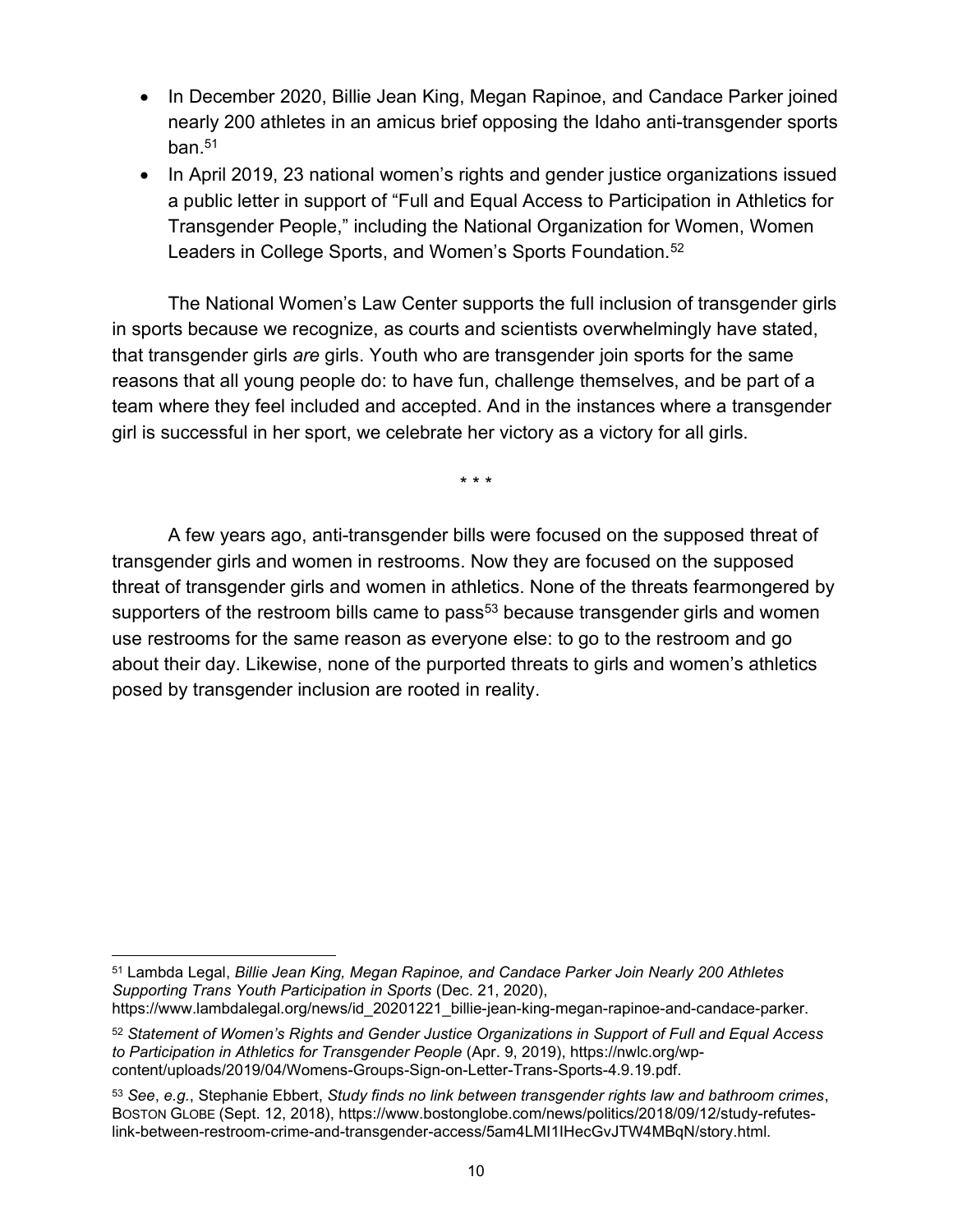- In December 2020, Billie Jean King, Megan Rapinoe, and Candace Parker joined nearly 200 athletes in an amicus brief opposing the Idaho anti-transgender sports ban.[51]
- In April 2019, 23 national women's rights and gender justice organizations issued a public letter in support of "Full and Equal Access to Participation in Athletics for Transgender People," including the National Organization for Women, Women Leaders in College Sports, and Women's Sports Foundation.[52]

The National Women's Law Center supports the full inclusion of transgender girls in sports because we recognize, as courts and scientists overwhelmingly have stated, that transgender girls *are* girls. Youth who are transgender join sports for the same reasons that all young people do: to have fun, challenge themselves, and be part of a team where they feel included and accepted. And in the instances where a transgender girl is successful in her sport, we celebrate her victory as a victory for all girls.

\* \* \*

A few years ago, anti-transgender bills were focused on the supposed threat of transgender girls and women in restrooms. Now they are focused on the supposed threat of transgender girls and women in athletics. None of the threats fearmongered by supporters of the restroom bills came to pass[53] because transgender girls and women use restrooms for the same reason as everyone else: to go to the restroom and go about their day. Likewise, none of the purported threats to girls and women's athletics posed by transgender inclusion are rooted in reality.

---

[51] Lambda Legal, *Billie Jean King, Megan Rapinoe, and Candace Parker Join Nearly 200 Athletes Supporting Trans Youth Participation in Sports* (Dec. 21, 2020), https://www.lambdalegal.org/news/id_20201221_billie-jean-king-megan-rapinoe-and-candace-parker.

[52] *Statement of Women's Rights and Gender Justice Organizations in Support of Full and Equal Access to Participation in Athletics for Transgender People* (Apr. 9, 2019), https://nwlc.org/wp-content/uploads/2019/04/Womens-Groups-Sign-on-Letter-Trans-Sports-4.9.19.pdf.

[53] *See*, *e.g.*, Stephanie Ebbert, *Study finds no link between transgender rights law and bathroom crimes*, BOSTON GLOBE (Sept. 12, 2018), https://www.bostonglobe.com/news/politics/2018/09/12/study-refutes-link-between-restroom-crime-and-transgender-access/5am4LMI1IHecGvJTW4MBqN/story.html.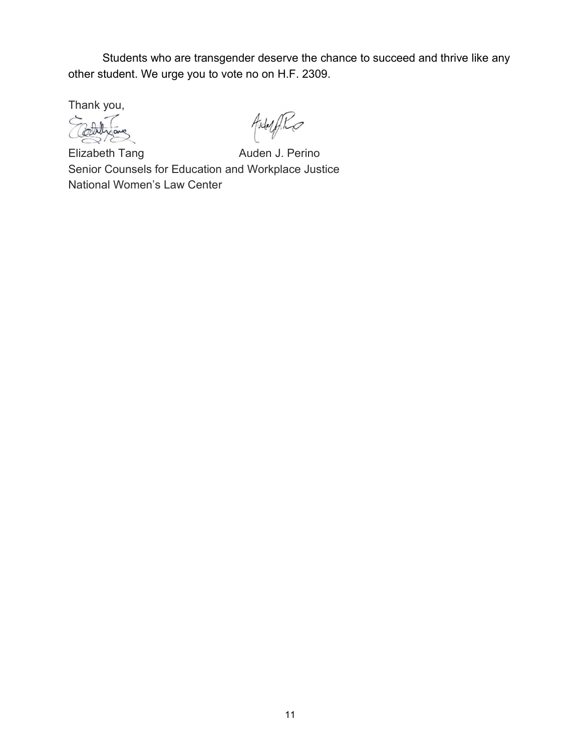Students who are transgender deserve the chance to succeed and thrive like any other student. We urge you to vote no on H.F. 2309.

Thank you,

Elizabeth Tang　　　　　　　Auden J. Perino
Senior Counsels for Education and Workplace Justice
National Women's Law Center